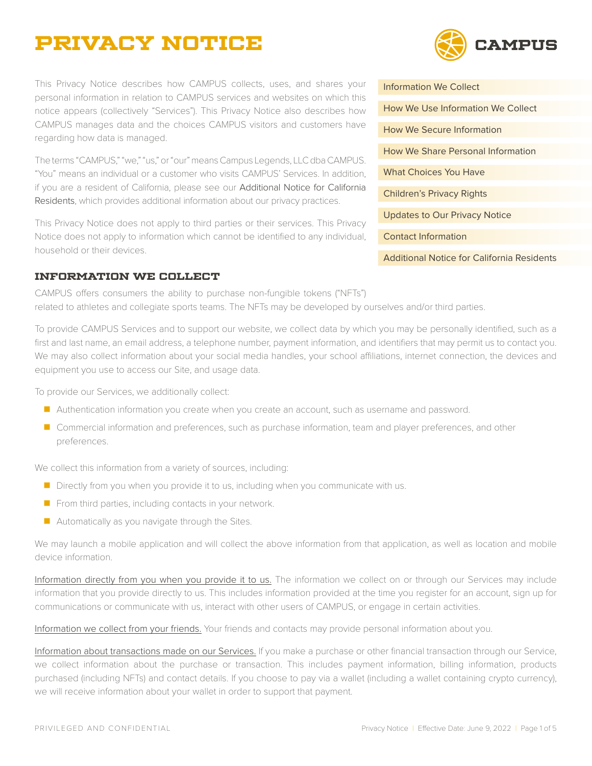# PRIVACY NOTICE

CAMPUS

This Privacy Notice describes how CAMPUS collects, uses, and shares your personal information in relation to CAMPUS services and websites on which this notice appears (collectively "Services"). This Privacy Notice also describes how CAMPUS manages data and the choices CAMPUS visitors and customers have regarding how data is managed.

The terms "CAMPUS," "we," "us," or "our" means Campus Legends, LLC dba CAMPUS. "You" means an individual or a customer who visits CAMPUS' Services. In addition, if you are a resident of California, please see our Additional Notice for California Residents, which provides additional information about our privacy practices.

This Privacy Notice does not apply to third parties or their services. This Privacy Notice does not apply to information which cannot be identified to any individual, household or their devices.

- Information We Collect
- How We Use Information We Collect
- How We Secure Information
- How We Share Personal Information
- What Choices You Have
- Children's Privacy Rights
- Updates to Our Privacy Notice
- Contact Information
- Additional Notice for California Residents

## INFORMATION WE COLLECT

CAMPUS offers consumers the ability to purchase non-fungible tokens ("NFTs") related to athletes and collegiate sports teams. The NFTs may be developed by ourselves and/or third parties.

To provide CAMPUS Services and to support our website, we collect data by which you may be personally identified, such as a first and last name, an email address, a telephone number, payment information, and identifiers that may permit us to contact you. We may also collect information about your social media handles, your school affiliations, internet connection, the devices and equipment you use to access our Site, and usage data.

To provide our Services, we additionally collect:

- Authentication information you create when you create an account, such as username and password.
- Commercial information and preferences, such as purchase information, team and player preferences, and other preferences.

We collect this information from a variety of sources, including:

- Directly from you when you provide it to us, including when you communicate with us.
- From third parties, including contacts in your network.
- Automatically as you navigate through the Sites.

We may launch a mobile application and will collect the above information from that application, as well as location and mobile device information.

Information directly from you when you provide it to us. The information we collect on or through our Services may include information that you provide directly to us. This includes information provided at the time you register for an account, sign up for communications or communicate with us, interact with other users of CAMPUS, or engage in certain activities.

Information we collect from your friends. Your friends and contacts may provide personal information about you.

Information about transactions made on our Services. If you make a purchase or other financial transaction through our Service, we collect information about the purchase or transaction. This includes payment information, billing information, products purchased (including NFTs) and contact details. If you choose to pay via a wallet (including a wallet containing crypto currency), we will receive information about your wallet in order to support that payment.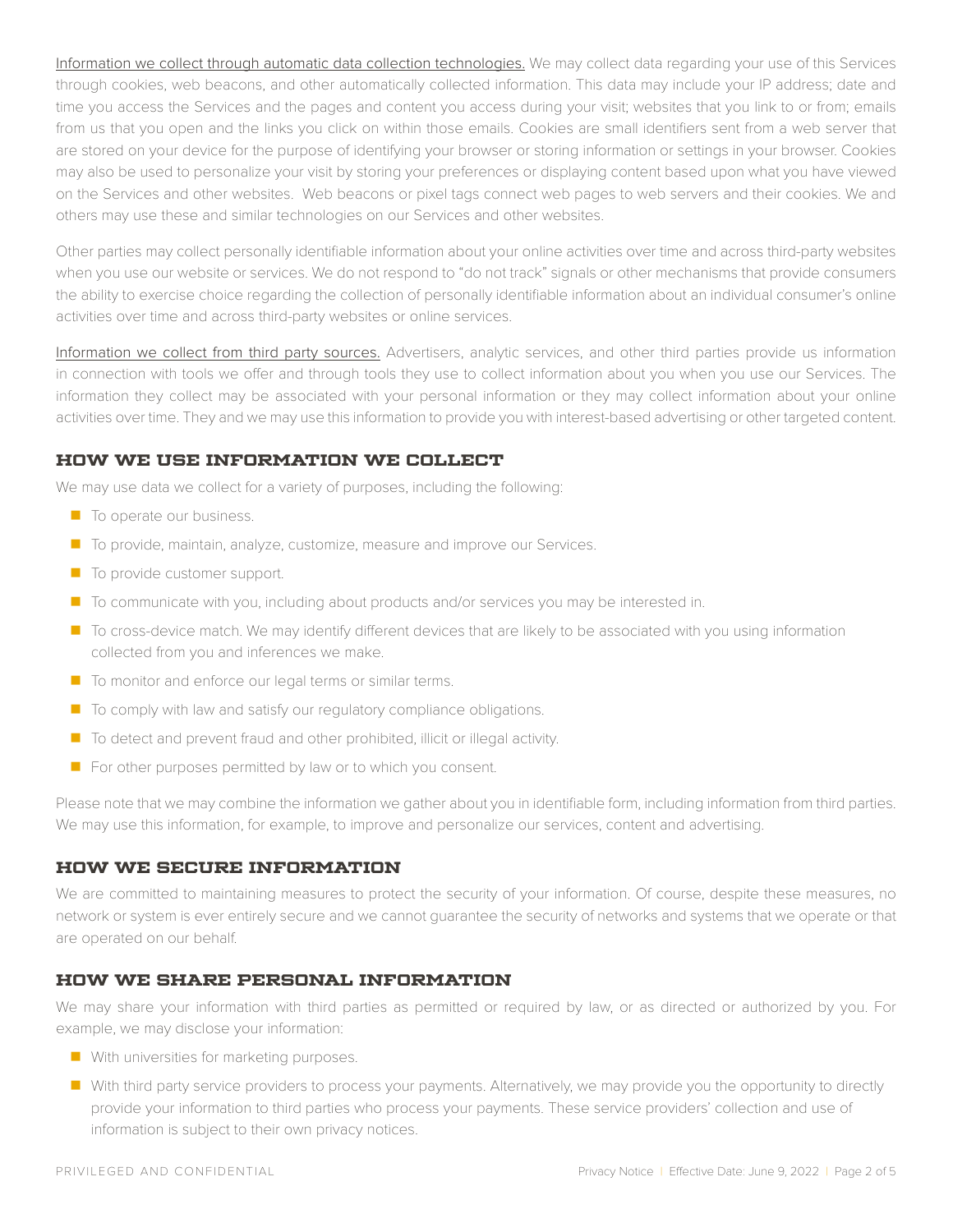Information we collect through automatic data collection technologies. We may collect data regarding your use of this Services through cookies, web beacons, and other automatically collected information. This data may include your IP address; date and time you access the Services and the pages and content you access during your visit; websites that you link to or from; emails from us that you open and the links you click on within those emails. Cookies are small identifiers sent from a web server that are stored on your device for the purpose of identifying your browser or storing information or settings in your browser. Cookies may also be used to personalize your visit by storing your preferences or displaying content based upon what you have viewed on the Services and other websites. Web beacons or pixel tags connect web pages to web servers and their cookies. We and others may use these and similar technologies on our Services and other websites.

Other parties may collect personally identifiable information about your online activities over time and across third-party websites when you use our website or services. We do not respond to "do not track" signals or other mechanisms that provide consumers the ability to exercise choice regarding the collection of personally identifiable information about an individual consumer's online activities over time and across third-party websites or online services.

Information we collect from third party sources. Advertisers, analytic services, and other third parties provide us information in connection with tools we offer and through tools they use to collect information about you when you use our Services. The information they collect may be associated with your personal information or they may collect information about your online activities over time. They and we may use this information to provide you with interest-based advertising or other targeted content.

## HOW WE USE INFORMATION WE COLLECT

We may use data we collect for a variety of purposes, including the following:

- To operate our business.
- To provide, maintain, analyze, customize, measure and improve our Services.
- To provide customer support.
- To communicate with you, including about products and/or services you may be interested in.
- To cross-device match. We may identify different devices that are likely to be associated with you using information collected from you and inferences we make.
- To monitor and enforce our legal terms or similar terms.
- To comply with law and satisfy our regulatory compliance obligations.
- To detect and prevent fraud and other prohibited, illicit or illegal activity.
- For other purposes permitted by law or to which you consent.

Please note that we may combine the information we gather about you in identifiable form, including information from third parties. We may use this information, for example, to improve and personalize our services, content and advertising.

## HOW WE SECURE INFORMATION

We are committed to maintaining measures to protect the security of your information. Of course, despite these measures, no network or system is ever entirely secure and we cannot guarantee the security of networks and systems that we operate or that are operated on our behalf.

## HOW WE SHARE PERSONAL INFORMATION

We may share your information with third parties as permitted or required by law, or as directed or authorized by you. For example, we may disclose your information:

- With universities for marketing purposes.
- With third party service providers to process your payments. Alternatively, we may provide you the opportunity to directly provide your information to third parties who process your payments. These service providers' collection and use of information is subject to their own privacy notices.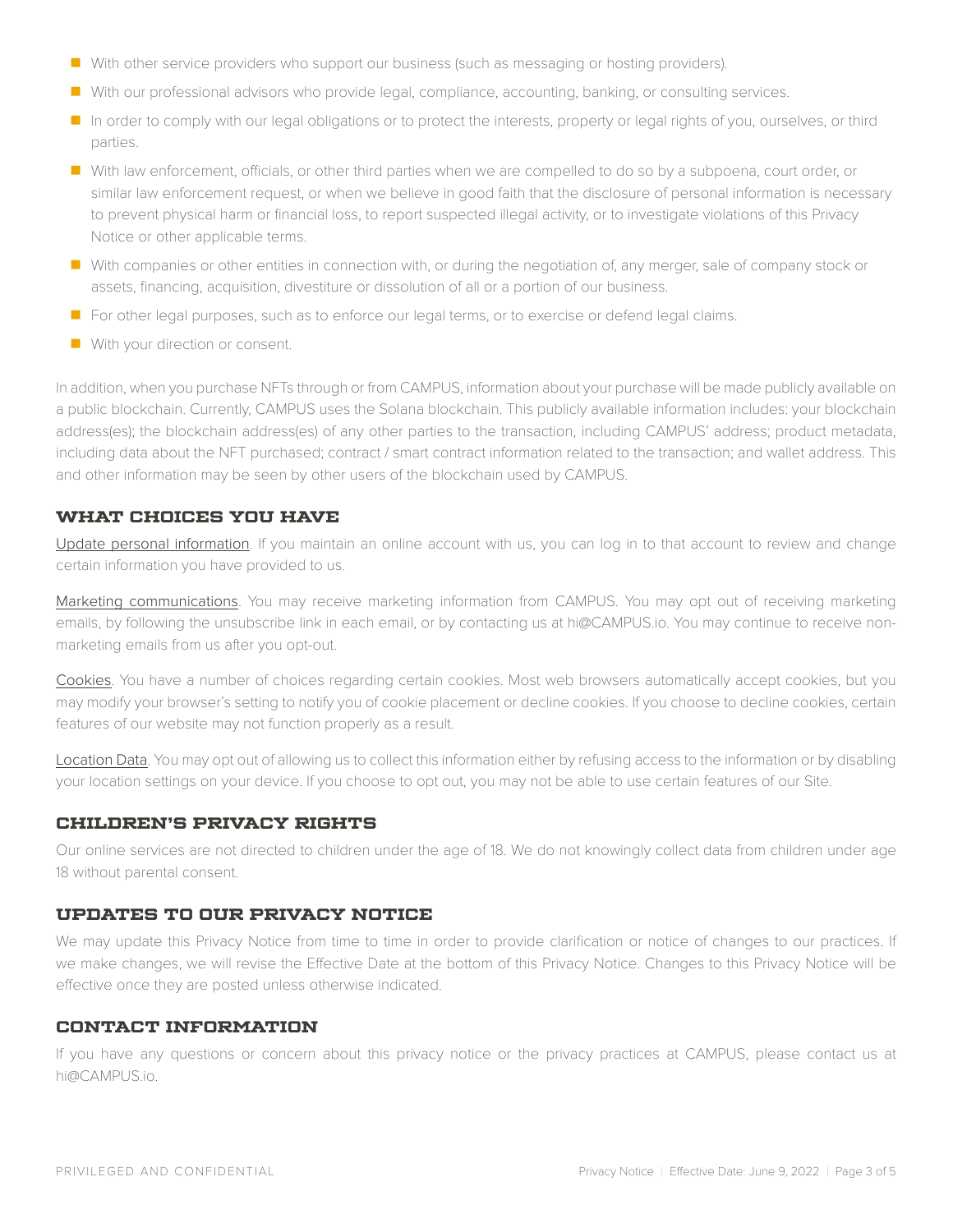- With other service providers who support our business (such as messaging or hosting providers).
- With our professional advisors who provide legal, compliance, accounting, banking, or consulting services.
- In order to comply with our legal obligations or to protect the interests, property or legal rights of you, ourselves, or third parties.
- With law enforcement, officials, or other third parties when we are compelled to do so by a subpoena, court order, or similar law enforcement request, or when we believe in good faith that the disclosure of personal information is necessary to prevent physical harm or financial loss, to report suspected illegal activity, or to investigate violations of this Privacy Notice or other applicable terms.
- With companies or other entities in connection with, or during the negotiation of, any merger, sale of company stock or assets, financing, acquisition, divestiture or dissolution of all or a portion of our business.
- For other legal purposes, such as to enforce our legal terms, or to exercise or defend legal claims.
- With your direction or consent.

In addition, when you purchase NFTs through or from CAMPUS, information about your purchase will be made publicly available on a public blockchain. Currently, CAMPUS uses the Solana blockchain. This publicly available information includes: your blockchain address(es); the blockchain address(es) of any other parties to the transaction, including CAMPUS' address; product metadata, including data about the NFT purchased; contract / smart contract information related to the transaction; and wallet address. This and other information may be seen by other users of the blockchain used by CAMPUS.

## WHAT CHOICES YOU HAVE

Update personal information. If you maintain an online account with us, you can log in to that account to review and change certain information you have provided to us.

Marketing communications. You may receive marketing information from CAMPUS. You may opt out of receiving marketing emails, by following the unsubscribe link in each email, or by contacting us at hi@CAMPUS.io. You may continue to receive non-marketing emails from us after you opt-out.

Cookies. You have a number of choices regarding certain cookies. Most web browsers automatically accept cookies, but you may modify your browser's setting to notify you of cookie placement or decline cookies. If you choose to decline cookies, certain features of our website may not function properly as a result.

Location Data. You may opt out of allowing us to collect this information either by refusing access to the information or by disabling your location settings on your device. If you choose to opt out, you may not be able to use certain features of our Site.

## CHILDREN'S PRIVACY RIGHTS

Our online services are not directed to children under the age of 18. We do not knowingly collect data from children under age 18 without parental consent.

## UPDATES TO OUR PRIVACY NOTICE

We may update this Privacy Notice from time to time in order to provide clarification or notice of changes to our practices. If we make changes, we will revise the Effective Date at the bottom of this Privacy Notice. Changes to this Privacy Notice will be effective once they are posted unless otherwise indicated.

## CONTACT INFORMATION

If you have any questions or concern about this privacy notice or the privacy practices at CAMPUS, please contact us at hi@CAMPUS.io.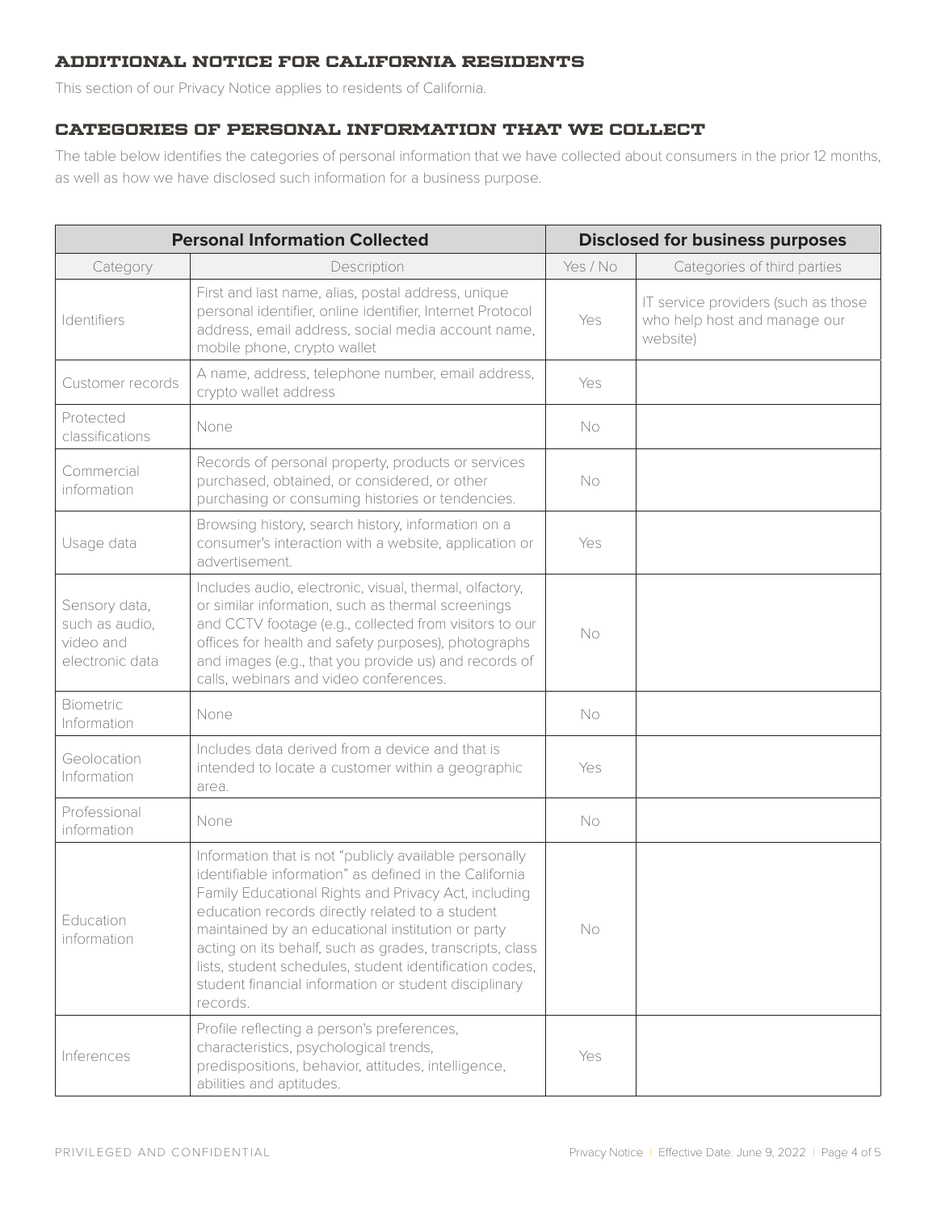## ADDITIONAL NOTICE FOR CALIFORNIA RESIDENTS

This section of our Privacy Notice applies to residents of California.

## CATEGORIES OF PERSONAL INFORMATION THAT WE COLLECT

The table below identifies the categories of personal information that we have collected about consumers in the prior 12 months, as well as how we have disclosed such information for a business purpose.

| **Personal Information Collected** | | **Disclosed for business purposes** | |
|---|---|---|---|
| Category | Description | Yes / No | Categories of third parties |
| Identifiers | First and last name, alias, postal address, unique personal identifier, online identifier, Internet Protocol address, email address, social media account name, mobile phone, crypto wallet | Yes | IT service providers (such as those who help host and manage our website) |
| Customer records | A name, address, telephone number, email address, crypto wallet address | Yes | |
| Protected classifications | None | No | |
| Commercial information | Records of personal property, products or services purchased, obtained, or considered, or other purchasing or consuming histories or tendencies. | No | |
| Usage data | Browsing history, search history, information on a consumer's interaction with a website, application or advertisement. | Yes | |
| Sensory data, such as audio, video and electronic data | Includes audio, electronic, visual, thermal, olfactory, or similar information, such as thermal screenings and CCTV footage (e.g., collected from visitors to our offices for health and safety purposes), photographs and images (e.g., that you provide us) and records of calls, webinars and video conferences. | No | |
| Biometric Information | None | No | |
| Geolocation Information | Includes data derived from a device and that is intended to locate a customer within a geographic area. | Yes | |
| Professional information | None | No | |
| Education information | Information that is not "publicly available personally identifiable information" as defined in the California Family Educational Rights and Privacy Act, including education records directly related to a student maintained by an educational institution or party acting on its behalf, such as grades, transcripts, class lists, student schedules, student identification codes, student financial information or student disciplinary records. | No | |
| Inferences | Profile reflecting a person's preferences, characteristics, psychological trends, predispositions, behavior, attitudes, intelligence, abilities and aptitudes. | Yes | |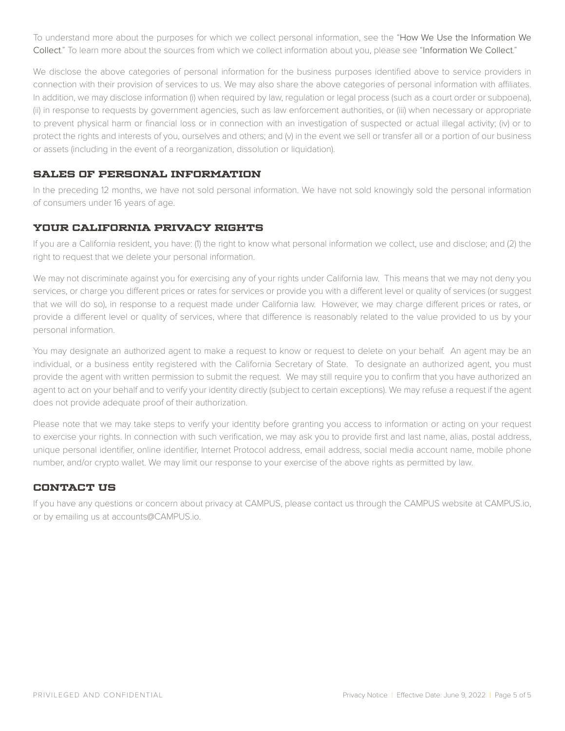To understand more about the purposes for which we collect personal information, see the "How We Use the Information We Collect." To learn more about the sources from which we collect information about you, please see "Information We Collect."

We disclose the above categories of personal information for the business purposes identified above to service providers in connection with their provision of services to us. We may also share the above categories of personal information with affiliates. In addition, we may disclose information (i) when required by law, regulation or legal process (such as a court order or subpoena), (ii) in response to requests by government agencies, such as law enforcement authorities, or (iii) when necessary or appropriate to prevent physical harm or financial loss or in connection with an investigation of suspected or actual illegal activity; (iv) or to protect the rights and interests of you, ourselves and others; and (v) in the event we sell or transfer all or a portion of our business or assets (including in the event of a reorganization, dissolution or liquidation).

## SALES OF PERSONAL INFORMATION

In the preceding 12 months, we have not sold personal information. We have not sold knowingly sold the personal information of consumers under 16 years of age.

## YOUR CALIFORNIA PRIVACY RIGHTS

If you are a California resident, you have: (1) the right to know what personal information we collect, use and disclose; and (2) the right to request that we delete your personal information.

We may not discriminate against you for exercising any of your rights under California law. This means that we may not deny you services, or charge you different prices or rates for services or provide you with a different level or quality of services (or suggest that we will do so), in response to a request made under California law. However, we may charge different prices or rates, or provide a different level or quality of services, where that difference is reasonably related to the value provided to us by your personal information.

You may designate an authorized agent to make a request to know or request to delete on your behalf. An agent may be an individual, or a business entity registered with the California Secretary of State. To designate an authorized agent, you must provide the agent with written permission to submit the request. We may still require you to confirm that you have authorized an agent to act on your behalf and to verify your identity directly (subject to certain exceptions). We may refuse a request if the agent does not provide adequate proof of their authorization.

Please note that we may take steps to verify your identity before granting you access to information or acting on your request to exercise your rights. In connection with such verification, we may ask you to provide first and last name, alias, postal address, unique personal identifier, online identifier, Internet Protocol address, email address, social media account name, mobile phone number, and/or crypto wallet. We may limit our response to your exercise of the above rights as permitted by law.

## CONTACT US

If you have any questions or concern about privacy at CAMPUS, please contact us through the CAMPUS website at CAMPUS.io, or by emailing us at accounts@CAMPUS.io.